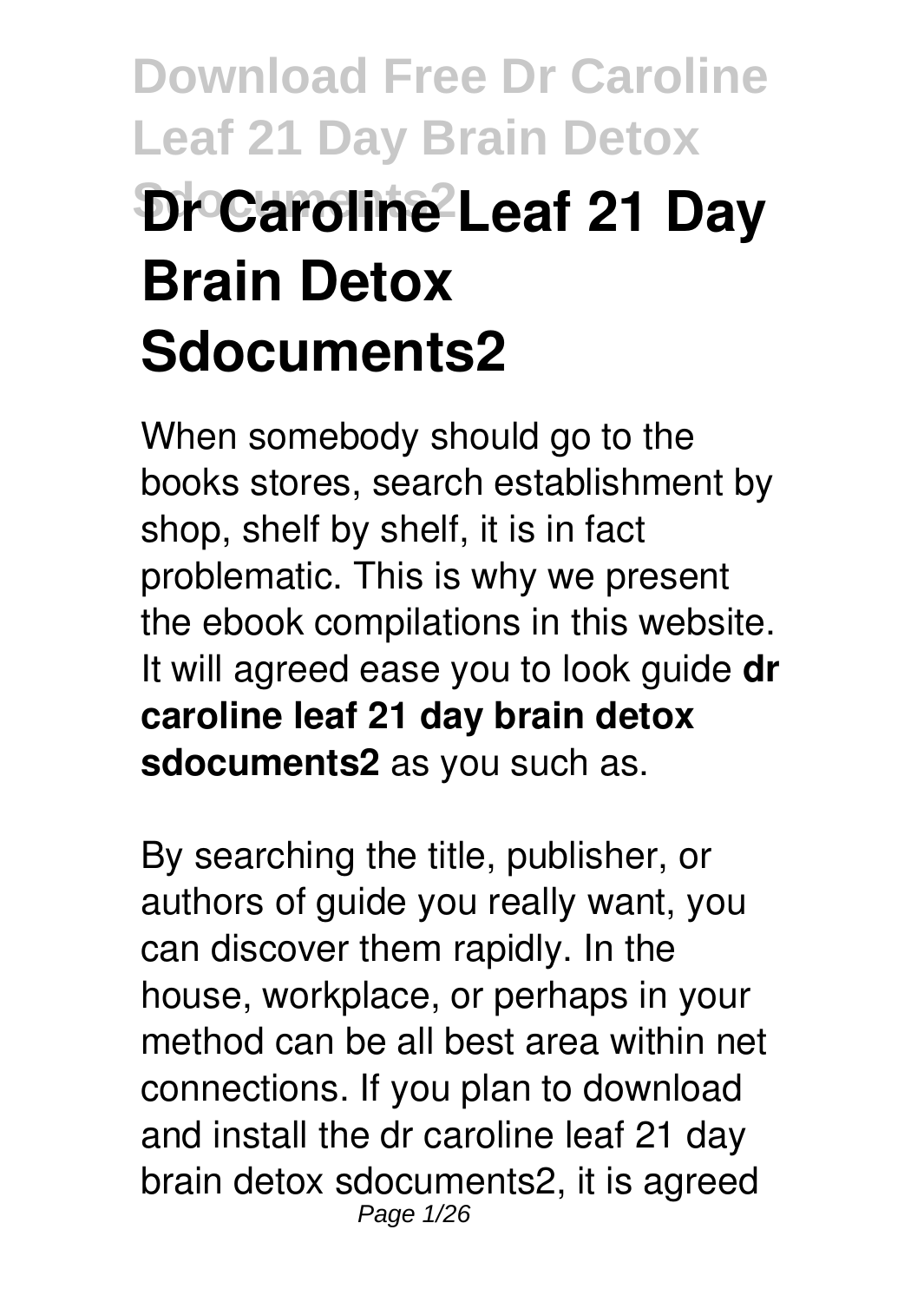# Dr Caroline Leaf 21 Day Brain Detox Sdocuments2

When somebody should go to the books stores, search establishment by shop, shelf by shelf, it is in fact problematic. This is why we present the ebook compilations in this website. It will agreed ease you to look guide **dr caroline leaf 21 day brain detox sdocuments2** as you such as.

By searching the title, publisher, or authors of guide you really want, you can discover them rapidly. In the house, workplace, or perhaps in your method can be all best area within net connections. If you plan to download and install the dr caroline leaf 21 day brain detox sdocuments2, it is agreed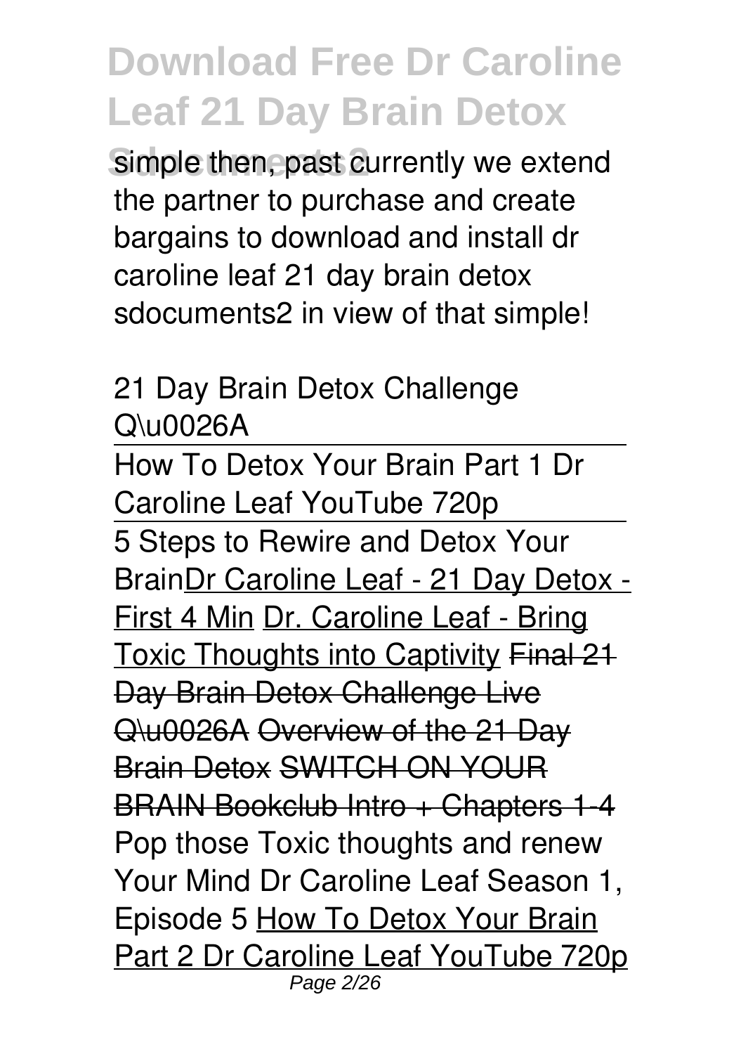simple then, past currently we extend the partner to purchase and create bargains to download and install dr caroline leaf 21 day brain detox sdocuments2 in view of that simple!

21 Day Brain Detox Challenge Q\u0026A

How To Detox Your Brain Part 1 Dr Caroline Leaf YouTube 720p

5 Steps to Rewire and Detox Your BrainDr Caroline Leaf - 21 Day Detox - First 4 Min Dr. Caroline Leaf - Bring Toxic Thoughts into Captivity Final 21 Day Brain Detox Challenge Live Q\u0026A Overview of the 21 Day Brain Detox SWITCH ON YOUR BRAIN Bookclub Intro + Chapters 1-4 Pop those Toxic thoughts and renew Your Mind Dr Caroline Leaf Season 1, Episode 5 How To Detox Your Brain Part 2 Dr Caroline Leaf YouTube 720p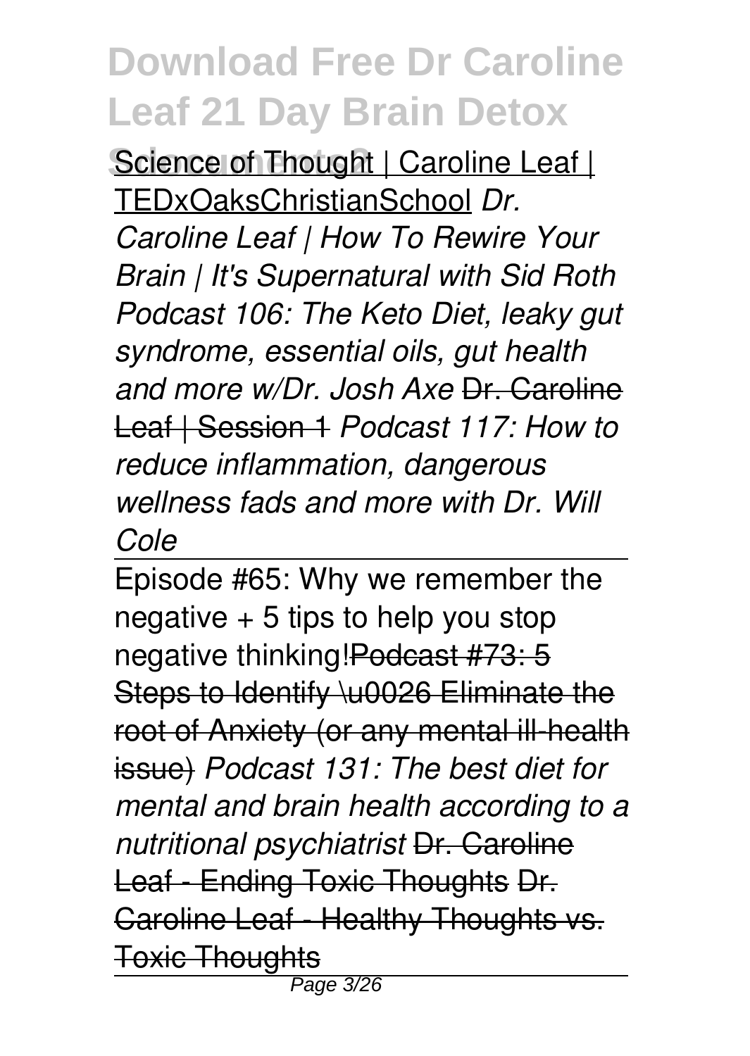Science of Thought | Caroline Leaf | TEDxOaksChristianSchool *Dr. Caroline Leaf | How To Rewire Your Brain | It's Supernatural with Sid Roth Podcast 106: The Keto Diet, leaky gut syndrome, essential oils, gut health and more w/Dr. Josh Axe* Dr. Caroline Leaf | Session 1 *Podcast 117: How to reduce inflammation, dangerous wellness fads and more with Dr. Will Cole*

Episode #65: Why we remember the negative + 5 tips to help you stop negative thinking!Podcast #73: 5 Steps to Identify \u0026 Eliminate the root of Anxiety (or any mental ill-health issue) *Podcast 131: The best diet for mental and brain health according to a nutritional psychiatrist* Dr. Caroline Leaf - Ending Toxic Thoughts Dr. Caroline Leaf - Healthy Thoughts vs. Toxic Thoughts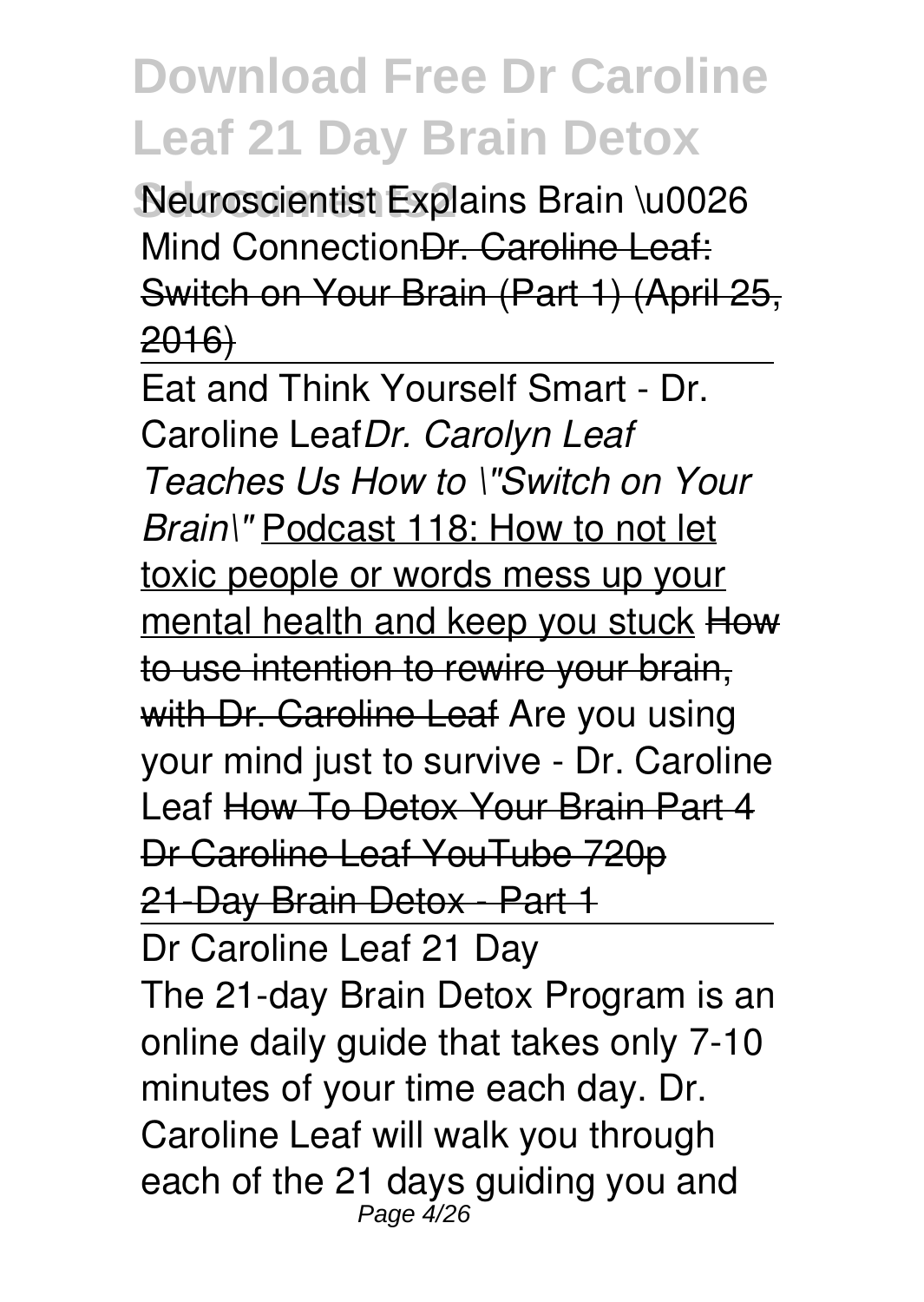Neuroscientist Explains Brain \u0026 Mind Connection~~Dr. Caroline Leaf: Switch on Your Brain (Part 1) (April 25, 2016)~~

---

Eat and Think Yourself Smart - Dr. Caroline Leaf*Dr. Carolyn Leaf Teaches Us How to \"Switch on Your Brain\"* Podcast 118: How to not let toxic people or words mess up your mental health and keep you stuck ~~How to use intention to rewire your brain, with Dr. Caroline Leaf~~ Are you using your mind just to survive - Dr. Caroline Leaf ~~How To Detox Your Brain Part 4 Dr Caroline Leaf YouTube 720p~~ ~~21-Day Brain Detox - Part 1~~

---

## Dr Caroline Leaf 21 Day

The 21-day Brain Detox Program is an online daily guide that takes only 7-10 minutes of your time each day. Dr. Caroline Leaf will walk you through each of the 21 days guiding you and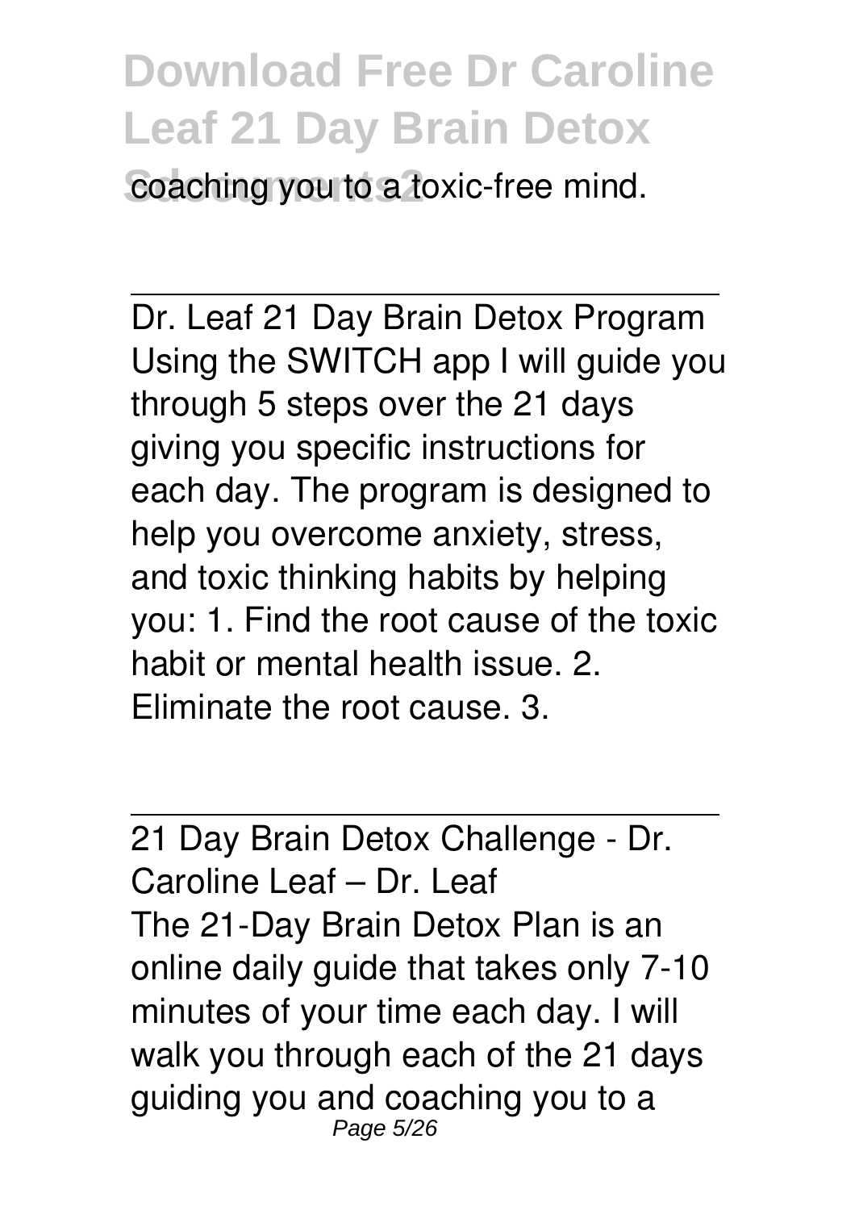coaching you to a toxic-free mind.

---

Dr. Leaf 21 Day Brain Detox Program
Using the SWITCH app I will guide you through 5 steps over the 21 days giving you specific instructions for each day. The program is designed to help you overcome anxiety, stress, and toxic thinking habits by helping you: 1. Find the root cause of the toxic habit or mental health issue. 2. Eliminate the root cause. 3.

---

21 Day Brain Detox Challenge - Dr. Caroline Leaf – Dr. Leaf
The 21-Day Brain Detox Plan is an online daily guide that takes only 7-10 minutes of your time each day. I will walk you through each of the 21 days guiding you and coaching you to a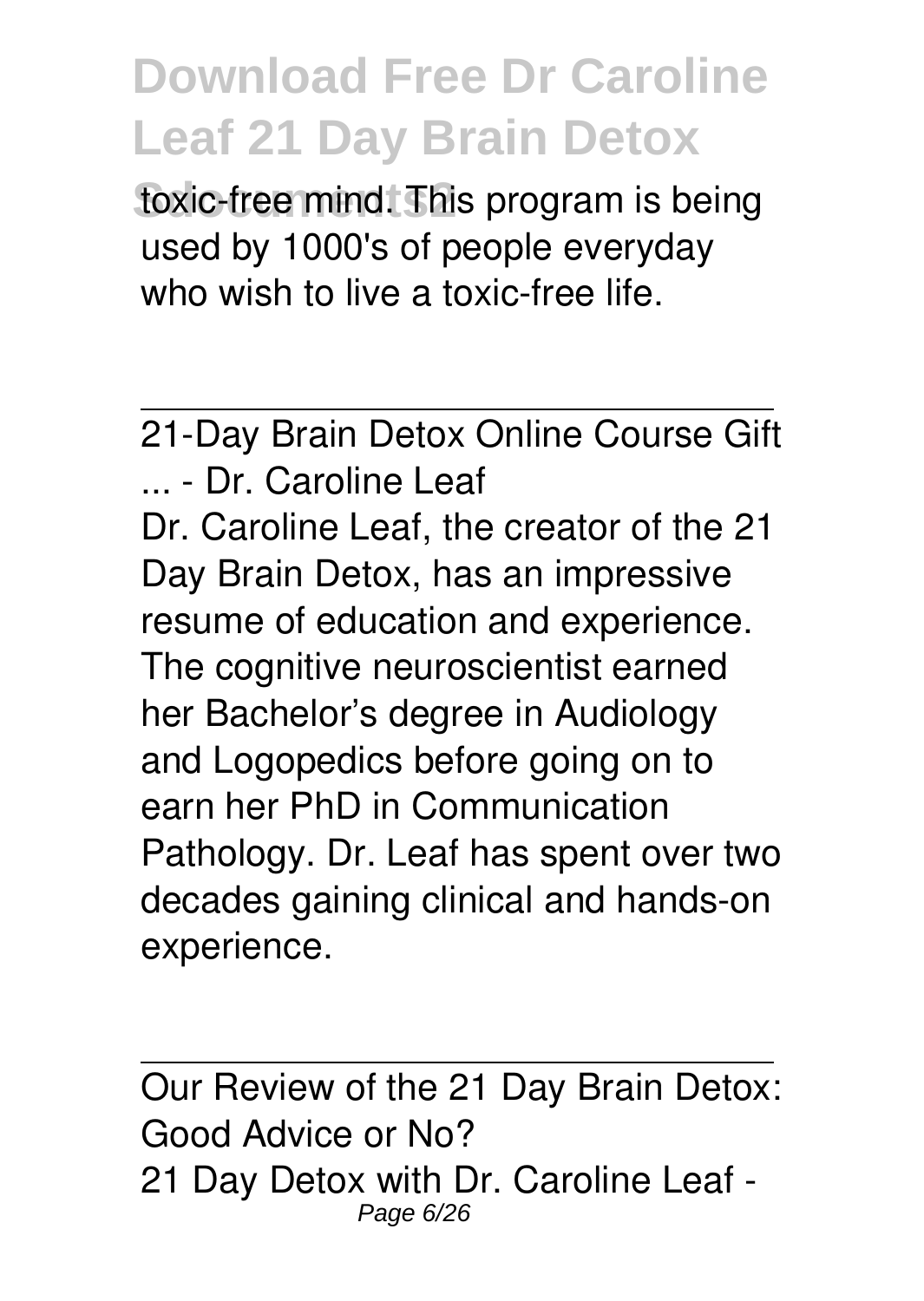toxic-free mind. This program is being used by 1000's of people everyday who wish to live a toxic-free life.

21-Day Brain Detox Online Course Gift ... - Dr. Caroline Leaf

Dr. Caroline Leaf, the creator of the 21 Day Brain Detox, has an impressive resume of education and experience. The cognitive neuroscientist earned her Bachelor's degree in Audiology and Logopedics before going on to earn her PhD in Communication Pathology. Dr. Leaf has spent over two decades gaining clinical and hands-on experience.

Our Review of the 21 Day Brain Detox: Good Advice or No?

21 Day Detox with Dr. Caroline Leaf -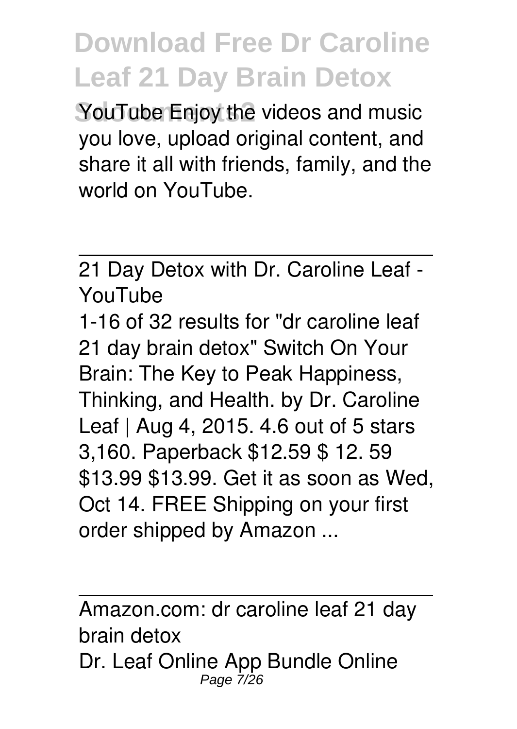YouTube Enjoy the videos and music you love, upload original content, and share it all with friends, family, and the world on YouTube.

---

21 Day Detox with Dr. Caroline Leaf - YouTube

1-16 of 32 results for "dr caroline leaf 21 day brain detox" Switch On Your Brain: The Key to Peak Happiness, Thinking, and Health. by Dr. Caroline Leaf | Aug 4, 2015. 4.6 out of 5 stars 3,160. Paperback $12.59 $ 12. 59 $13.99 $13.99. Get it as soon as Wed, Oct 14. FREE Shipping on your first order shipped by Amazon ...

---

Amazon.com: dr caroline leaf 21 day brain detox

Dr. Leaf Online App Bundle Online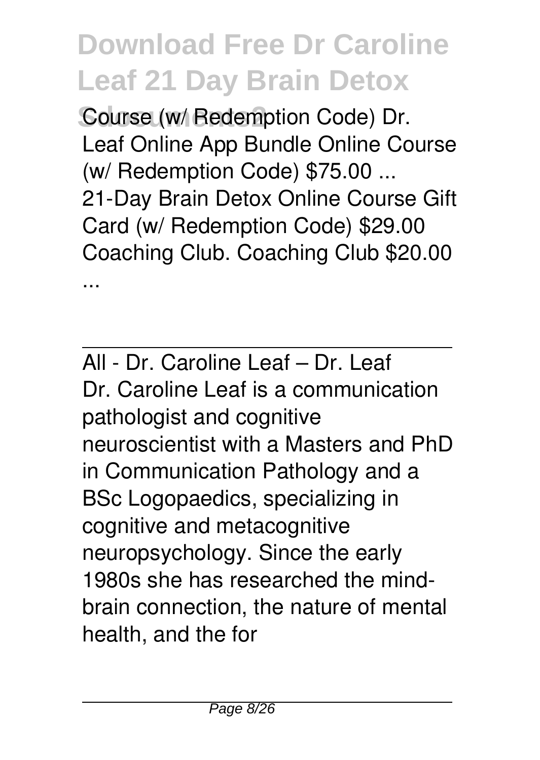Course (w/ Redemption Code) Dr. Leaf Online App Bundle Online Course (w/ Redemption Code) $75.00 ... 21-Day Brain Detox Online Course Gift Card (w/ Redemption Code) $29.00 Coaching Club. Coaching Club $20.00 ...

All - Dr. Caroline Leaf – Dr. Leaf

Dr. Caroline Leaf is a communication pathologist and cognitive neuroscientist with a Masters and PhD in Communication Pathology and a BSc Logopaedics, specializing in cognitive and metacognitive neuropsychology. Since the early 1980s she has researched the mind-brain connection, the nature of mental health, and the for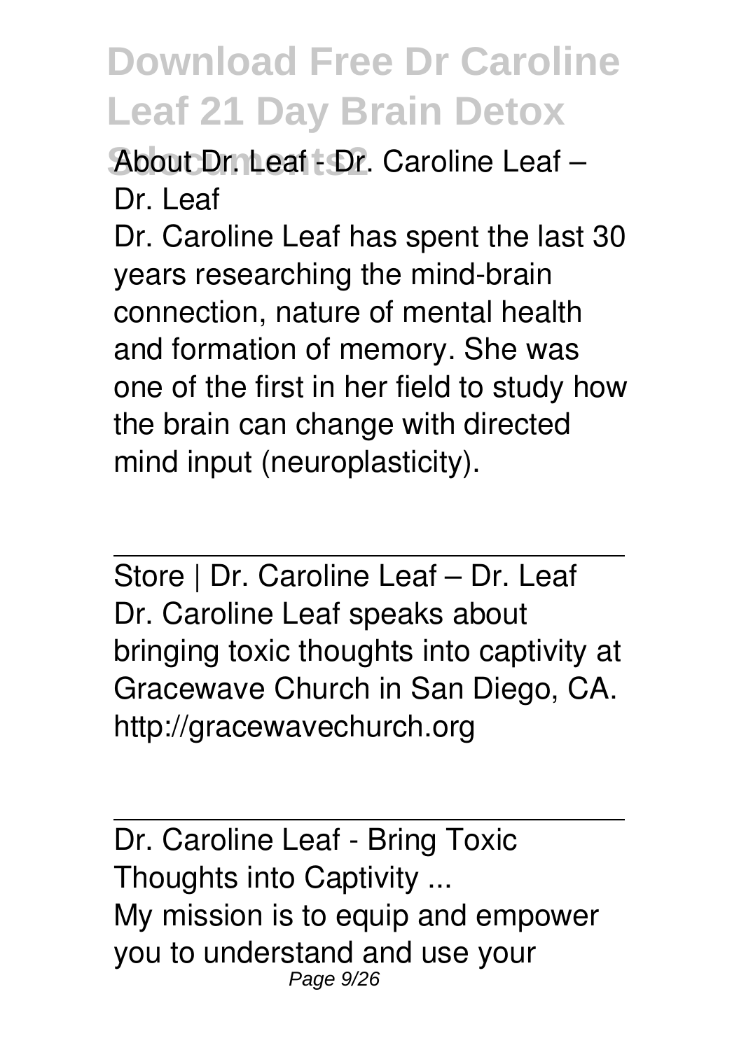About Dr. Leaf - Dr. Caroline Leaf – Dr. Leaf

Dr. Caroline Leaf has spent the last 30 years researching the mind-brain connection, nature of mental health and formation of memory. She was one of the first in her field to study how the brain can change with directed mind input (neuroplasticity).

---

Store | Dr. Caroline Leaf – Dr. Leaf

Dr. Caroline Leaf speaks about bringing toxic thoughts into captivity at Gracewave Church in San Diego, CA. http://gracewavechurch.org

---

Dr. Caroline Leaf - Bring Toxic Thoughts into Captivity ...

My mission is to equip and empower you to understand and use your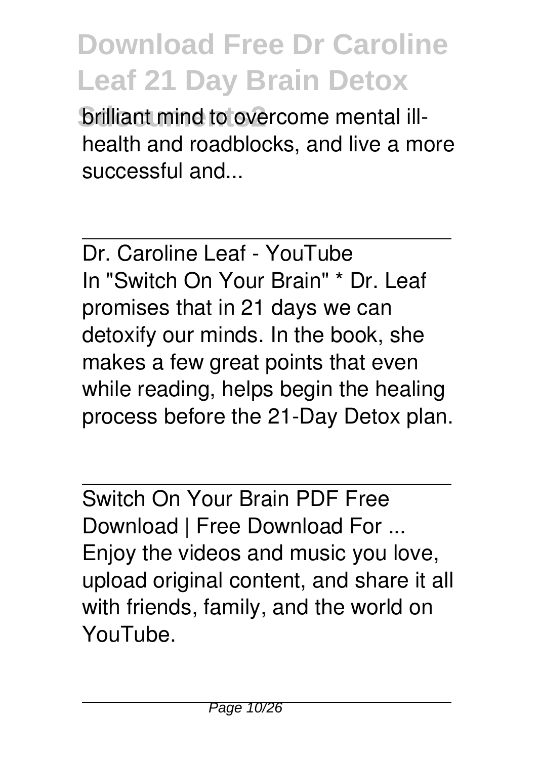brilliant mind to overcome mental ill-health and roadblocks, and live a more successful and...

Dr. Caroline Leaf - YouTube

In "Switch On Your Brain" * Dr. Leaf promises that in 21 days we can detoxify our minds. In the book, she makes a few great points that even while reading, helps begin the healing process before the 21-Day Detox plan.

Switch On Your Brain PDF Free Download | Free Download For ...

Enjoy the videos and music you love, upload original content, and share it all with friends, family, and the world on YouTube.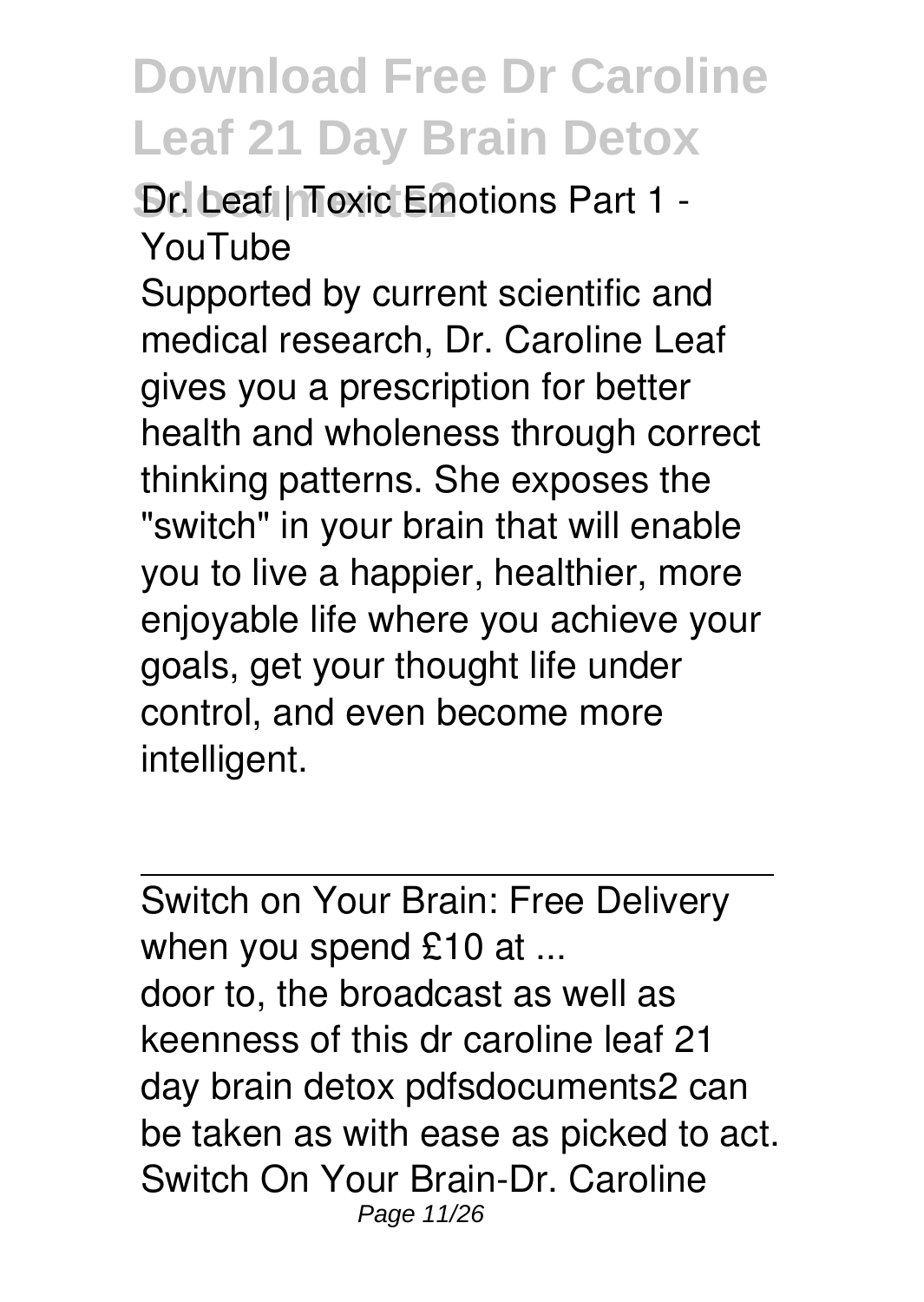Dr. Leaf | Toxic Emotions Part 1 - YouTube

Supported by current scientific and medical research, Dr. Caroline Leaf gives you a prescription for better health and wholeness through correct thinking patterns. She exposes the "switch" in your brain that will enable you to live a happier, healthier, more enjoyable life where you achieve your goals, get your thought life under control, and even become more intelligent.

---

Switch on Your Brain: Free Delivery when you spend £10 at ...

door to, the broadcast as well as keenness of this dr caroline leaf 21 day brain detox pdfsdocuments2 can be taken as with ease as picked to act. Switch On Your Brain-Dr. Caroline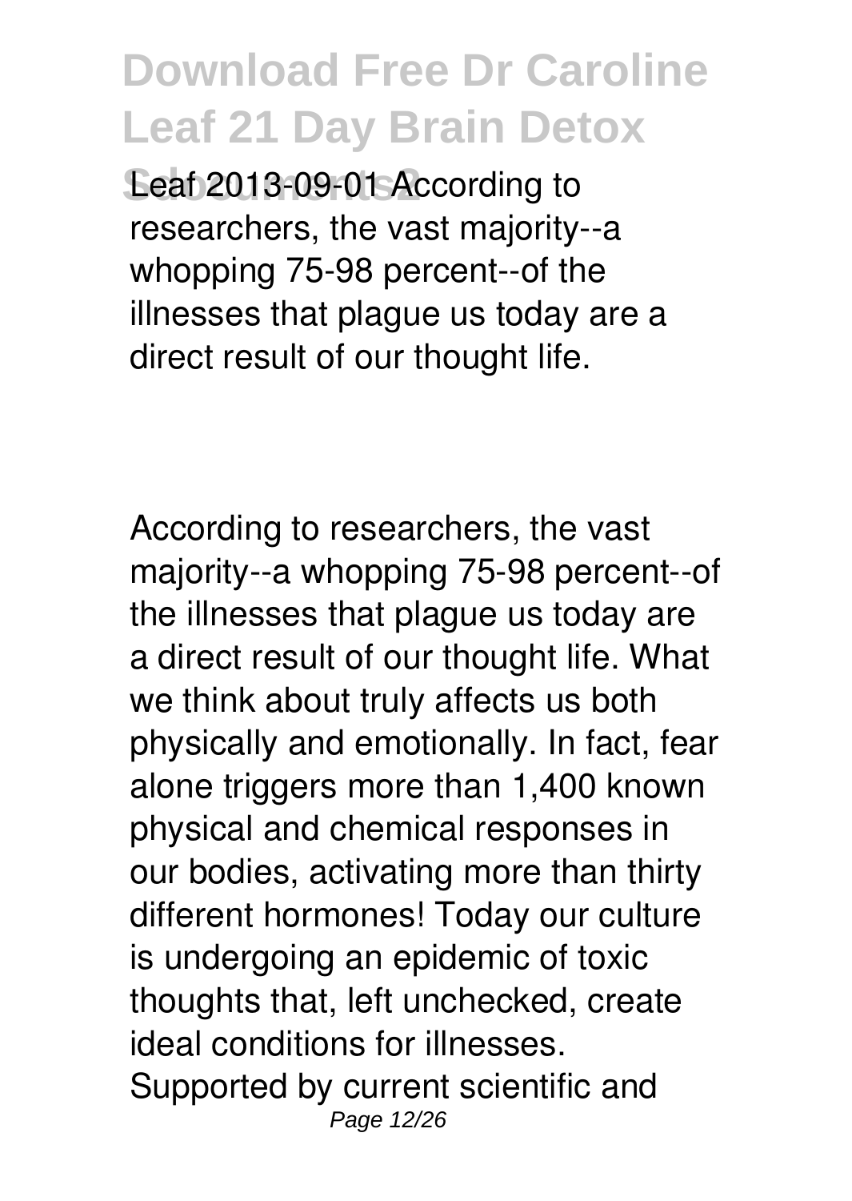Leaf 2013-09-01 According to researchers, the vast majority--a whopping 75-98 percent--of the illnesses that plague us today are a direct result of our thought life.

According to researchers, the vast majority--a whopping 75-98 percent--of the illnesses that plague us today are a direct result of our thought life. What we think about truly affects us both physically and emotionally. In fact, fear alone triggers more than 1,400 known physical and chemical responses in our bodies, activating more than thirty different hormones! Today our culture is undergoing an epidemic of toxic thoughts that, left unchecked, create ideal conditions for illnesses. Supported by current scientific and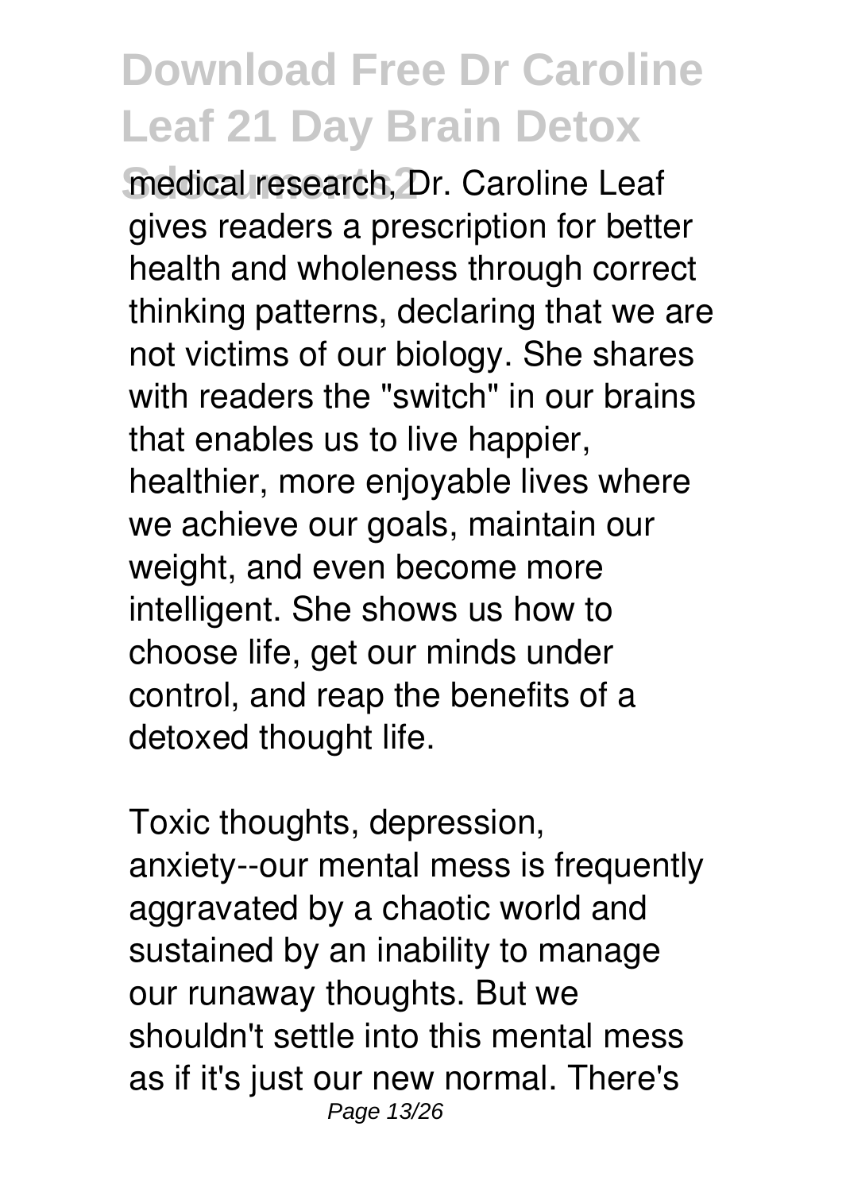medical research, Dr. Caroline Leaf gives readers a prescription for better health and wholeness through correct thinking patterns, declaring that we are not victims of our biology. She shares with readers the "switch" in our brains that enables us to live happier, healthier, more enjoyable lives where we achieve our goals, maintain our weight, and even become more intelligent. She shows us how to choose life, get our minds under control, and reap the benefits of a detoxed thought life.

Toxic thoughts, depression, anxiety--our mental mess is frequently aggravated by a chaotic world and sustained by an inability to manage our runaway thoughts. But we shouldn't settle into this mental mess as if it's just our new normal. There's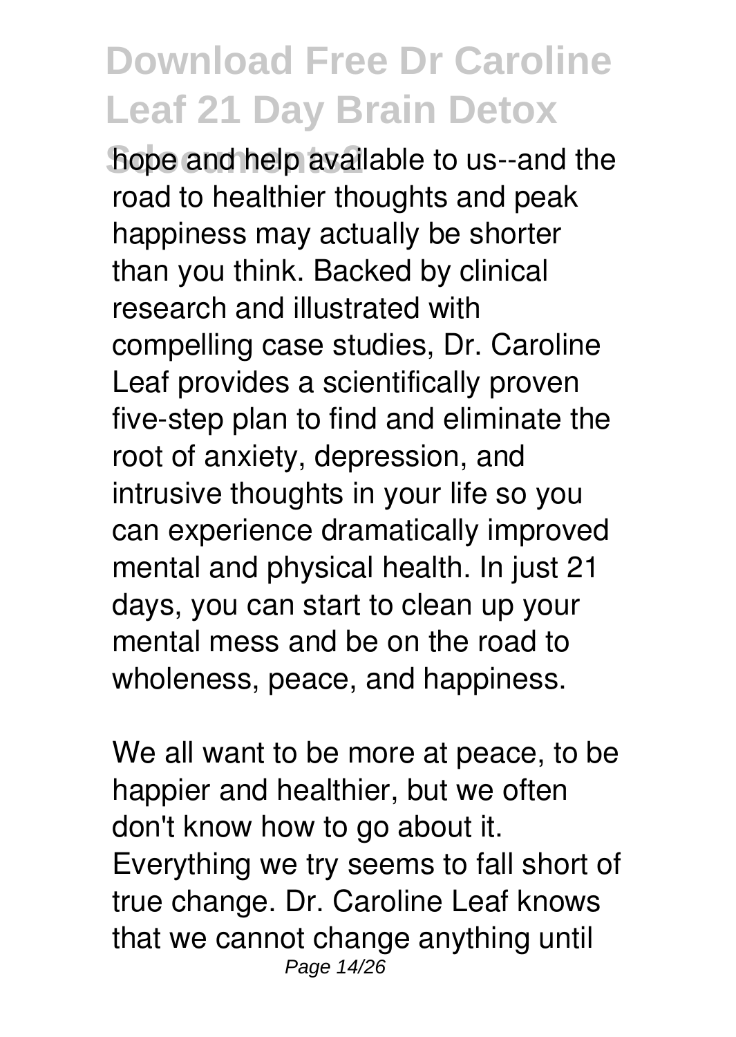hope and help available to us--and the road to healthier thoughts and peak happiness may actually be shorter than you think. Backed by clinical research and illustrated with compelling case studies, Dr. Caroline Leaf provides a scientifically proven five-step plan to find and eliminate the root of anxiety, depression, and intrusive thoughts in your life so you can experience dramatically improved mental and physical health. In just 21 days, you can start to clean up your mental mess and be on the road to wholeness, peace, and happiness.

We all want to be more at peace, to be happier and healthier, but we often don't know how to go about it. Everything we try seems to fall short of true change. Dr. Caroline Leaf knows that we cannot change anything until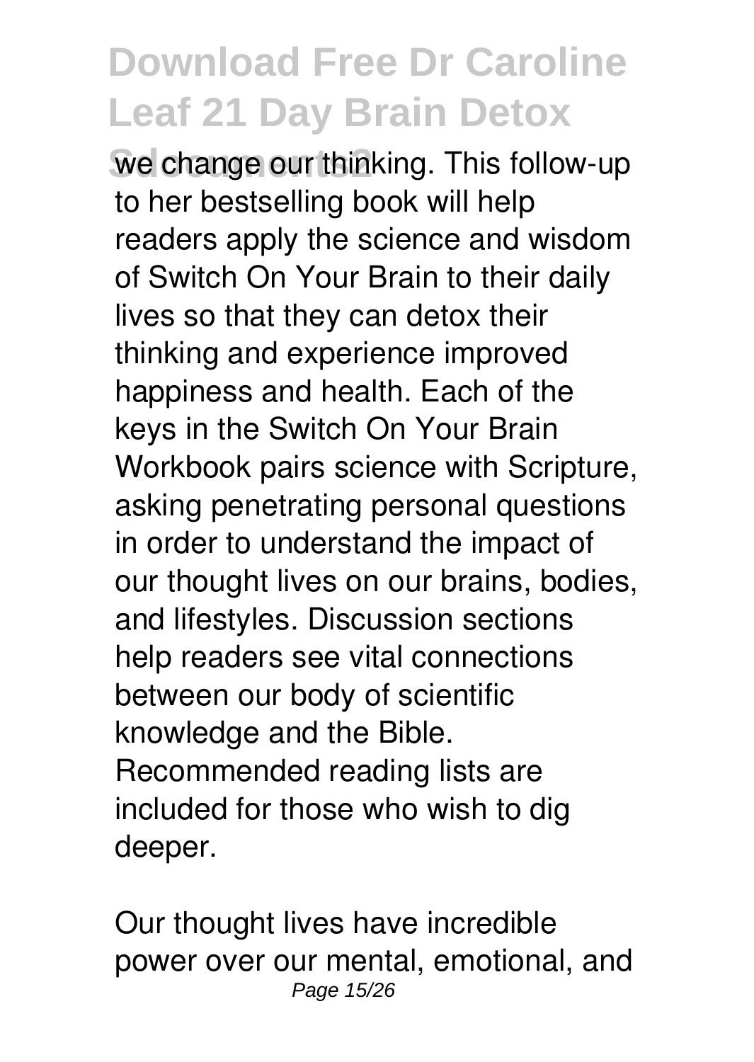we change our thinking. This follow-up to her bestselling book will help readers apply the science and wisdom of Switch On Your Brain to their daily lives so that they can detox their thinking and experience improved happiness and health. Each of the keys in the Switch On Your Brain Workbook pairs science with Scripture, asking penetrating personal questions in order to understand the impact of our thought lives on our brains, bodies, and lifestyles. Discussion sections help readers see vital connections between our body of scientific knowledge and the Bible. Recommended reading lists are included for those who wish to dig deeper.

Our thought lives have incredible power over our mental, emotional, and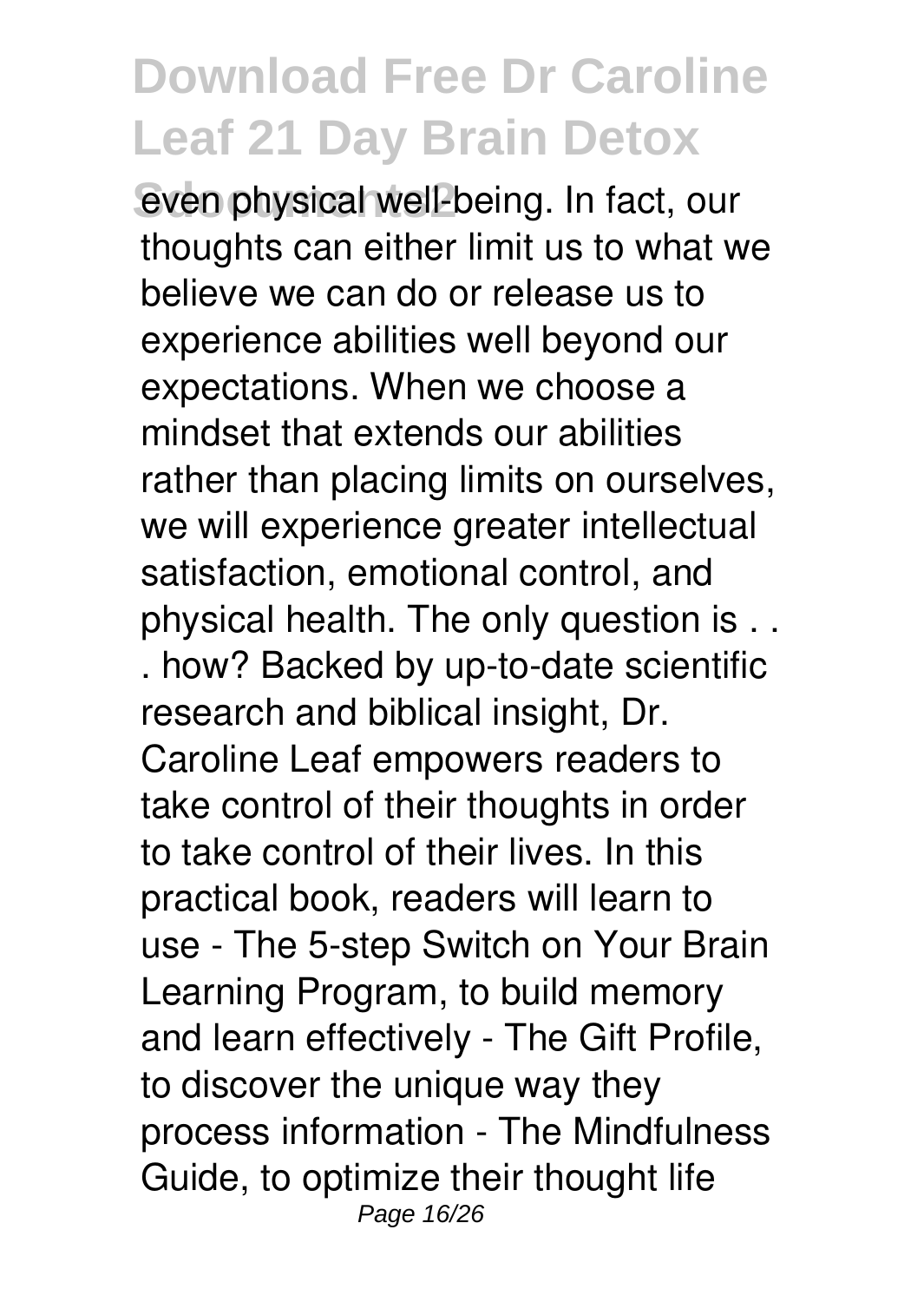even physical well-being. In fact, our thoughts can either limit us to what we believe we can do or release us to experience abilities well beyond our expectations. When we choose a mindset that extends our abilities rather than placing limits on ourselves, we will experience greater intellectual satisfaction, emotional control, and physical health. The only question is . . . how? Backed by up-to-date scientific research and biblical insight, Dr. Caroline Leaf empowers readers to take control of their thoughts in order to take control of their lives. In this practical book, readers will learn to use - The 5-step Switch on Your Brain Learning Program, to build memory and learn effectively - The Gift Profile, to discover the unique way they process information - The Mindfulness Guide, to optimize their thought life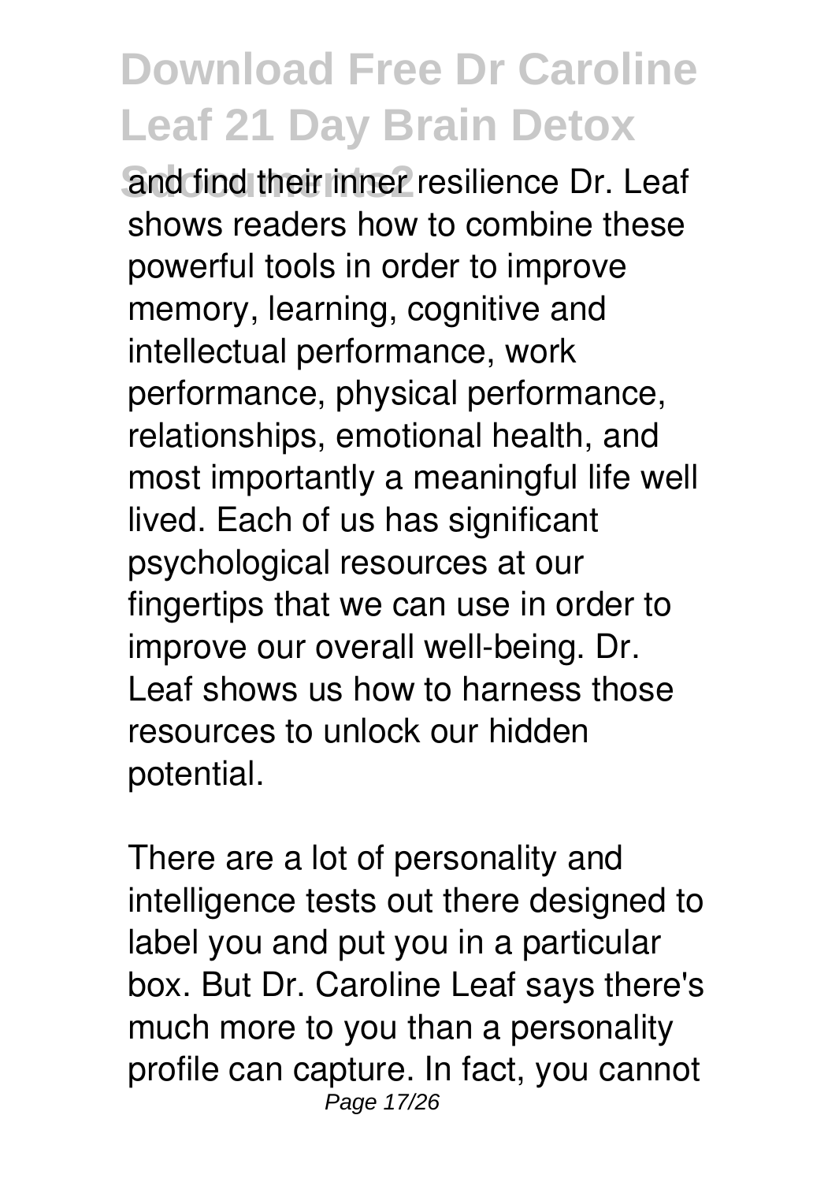and find their inner resilience Dr. Leaf shows readers how to combine these powerful tools in order to improve memory, learning, cognitive and intellectual performance, work performance, physical performance, relationships, emotional health, and most importantly a meaningful life well lived. Each of us has significant psychological resources at our fingertips that we can use in order to improve our overall well-being. Dr. Leaf shows us how to harness those resources to unlock our hidden potential.

There are a lot of personality and intelligence tests out there designed to label you and put you in a particular box. But Dr. Caroline Leaf says there's much more to you than a personality profile can capture. In fact, you cannot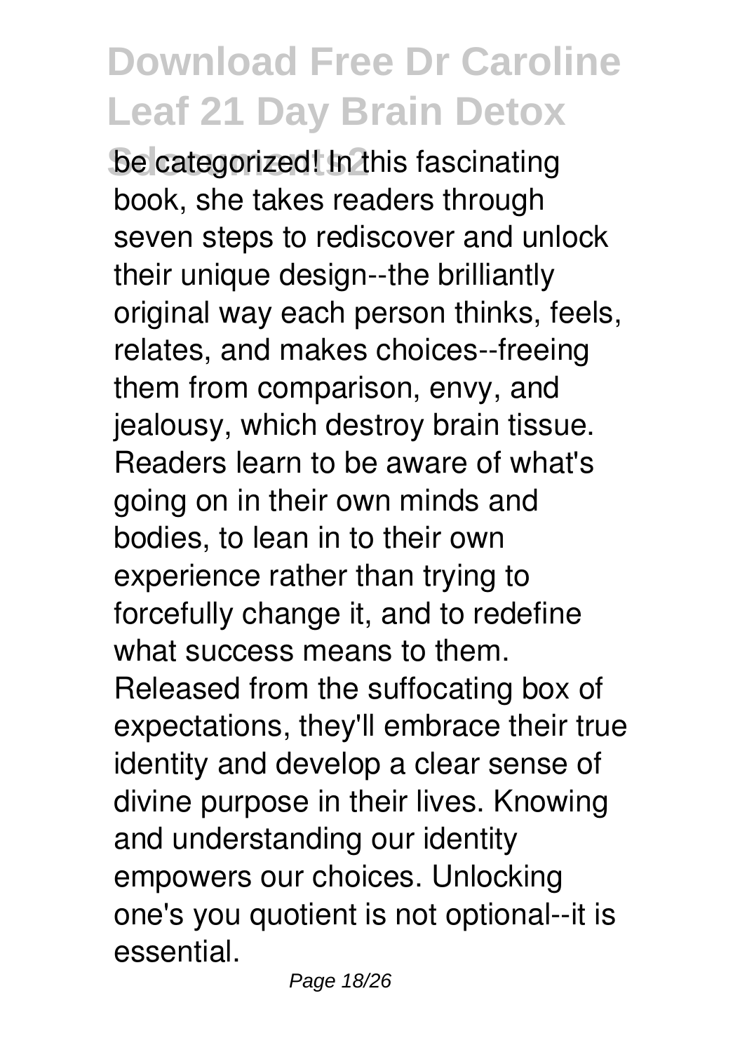be categorized! In this fascinating book, she takes readers through seven steps to rediscover and unlock their unique design--the brilliantly original way each person thinks, feels, relates, and makes choices--freeing them from comparison, envy, and jealousy, which destroy brain tissue. Readers learn to be aware of what's going on in their own minds and bodies, to lean in to their own experience rather than trying to forcefully change it, and to redefine what success means to them. Released from the suffocating box of expectations, they'll embrace their true identity and develop a clear sense of divine purpose in their lives. Knowing and understanding our identity empowers our choices. Unlocking one's you quotient is not optional--it is essential.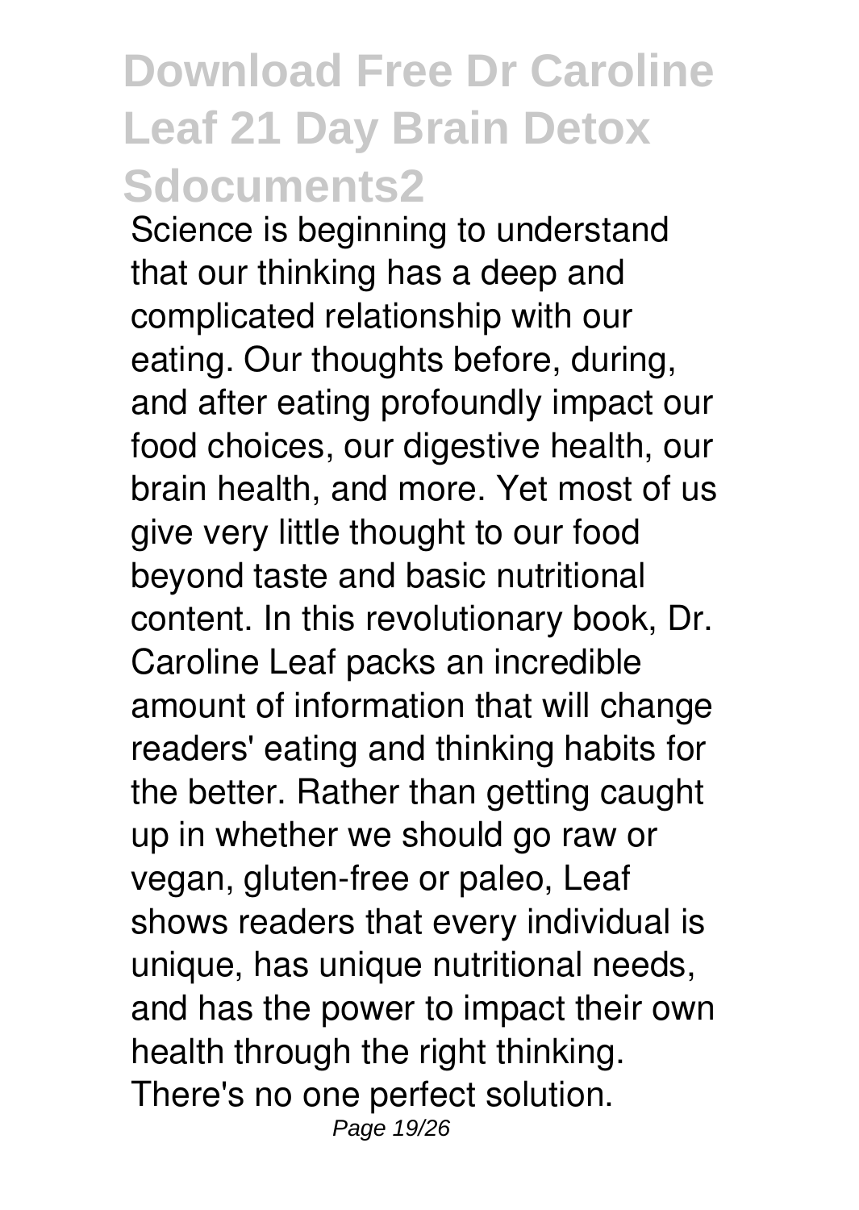Science is beginning to understand that our thinking has a deep and complicated relationship with our eating. Our thoughts before, during, and after eating profoundly impact our food choices, our digestive health, our brain health, and more. Yet most of us give very little thought to our food beyond taste and basic nutritional content. In this revolutionary book, Dr. Caroline Leaf packs an incredible amount of information that will change readers' eating and thinking habits for the better. Rather than getting caught up in whether we should go raw or vegan, gluten-free or paleo, Leaf shows readers that every individual is unique, has unique nutritional needs, and has the power to impact their own health through the right thinking. There's no one perfect solution.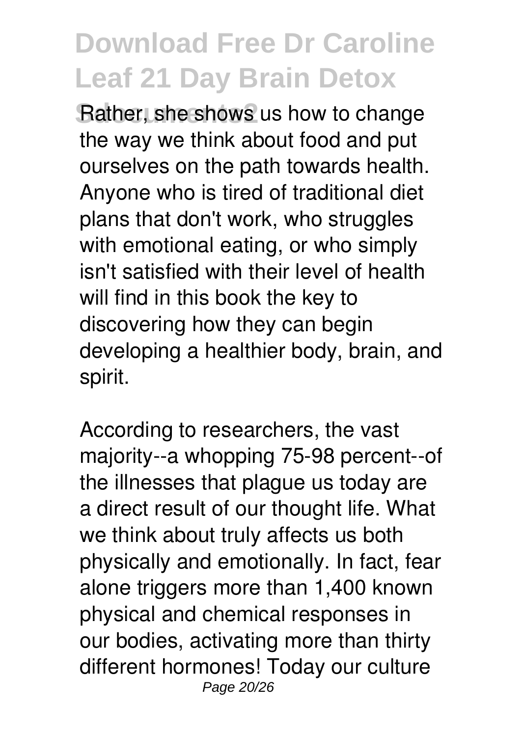Rather, she shows us how to change the way we think about food and put ourselves on the path towards health. Anyone who is tired of traditional diet plans that don't work, who struggles with emotional eating, or who simply isn't satisfied with their level of health will find in this book the key to discovering how they can begin developing a healthier body, brain, and spirit.

According to researchers, the vast majority--a whopping 75-98 percent--of the illnesses that plague us today are a direct result of our thought life. What we think about truly affects us both physically and emotionally. In fact, fear alone triggers more than 1,400 known physical and chemical responses in our bodies, activating more than thirty different hormones! Today our culture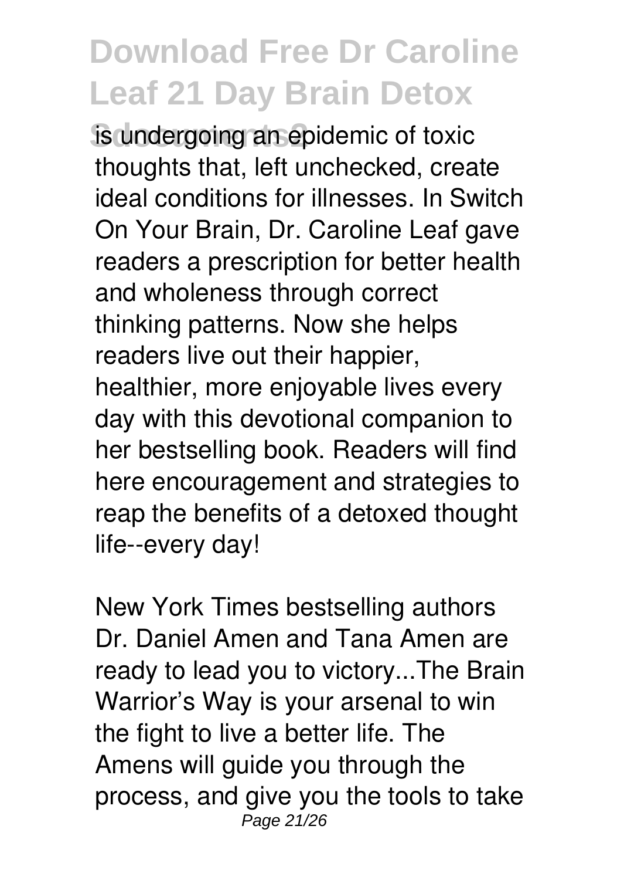is undergoing an epidemic of toxic thoughts that, left unchecked, create ideal conditions for illnesses. In Switch On Your Brain, Dr. Caroline Leaf gave readers a prescription for better health and wholeness through correct thinking patterns. Now she helps readers live out their happier, healthier, more enjoyable lives every day with this devotional companion to her bestselling book. Readers will find here encouragement and strategies to reap the benefits of a detoxed thought life--every day!

New York Times bestselling authors Dr. Daniel Amen and Tana Amen are ready to lead you to victory...The Brain Warrior's Way is your arsenal to win the fight to live a better life. The Amens will guide you through the process, and give you the tools to take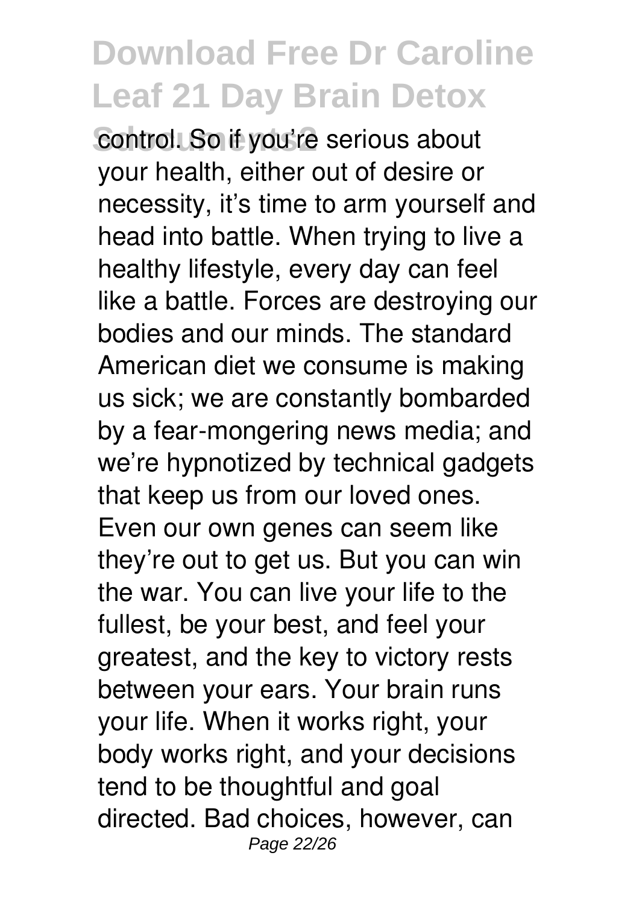control. So if you're serious about your health, either out of desire or necessity, it's time to arm yourself and head into battle. When trying to live a healthy lifestyle, every day can feel like a battle. Forces are destroying our bodies and our minds. The standard American diet we consume is making us sick; we are constantly bombarded by a fear-mongering news media; and we're hypnotized by technical gadgets that keep us from our loved ones. Even our own genes can seem like they're out to get us. But you can win the war. You can live your life to the fullest, be your best, and feel your greatest, and the key to victory rests between your ears. Your brain runs your life. When it works right, your body works right, and your decisions tend to be thoughtful and goal directed. Bad choices, however, can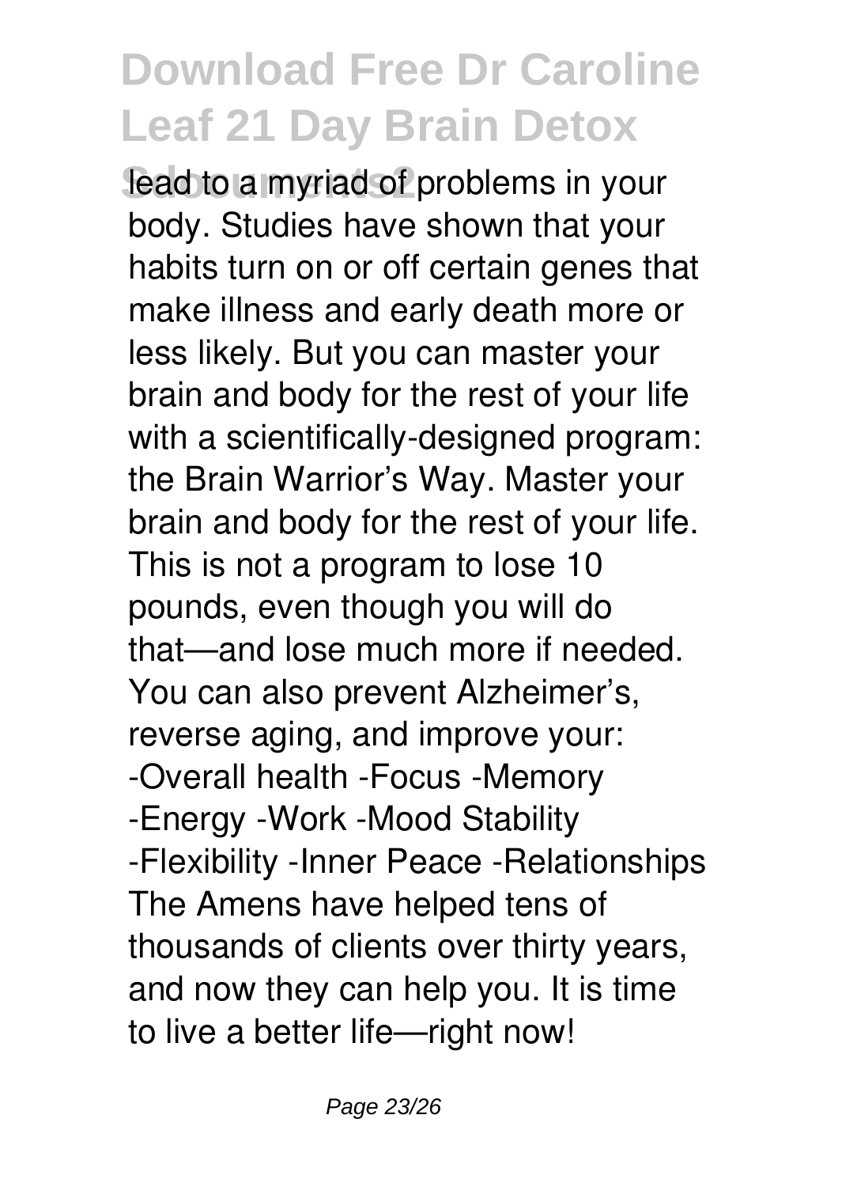lead to a myriad of problems in your body. Studies have shown that your habits turn on or off certain genes that make illness and early death more or less likely. But you can master your brain and body for the rest of your life with a scientifically-designed program: the Brain Warrior's Way. Master your brain and body for the rest of your life. This is not a program to lose 10 pounds, even though you will do that—and lose much more if needed. You can also prevent Alzheimer's, reverse aging, and improve your: -Overall health -Focus -Memory -Energy -Work -Mood Stability -Flexibility -Inner Peace -Relationships The Amens have helped tens of thousands of clients over thirty years, and now they can help you. It is time to live a better life—right now!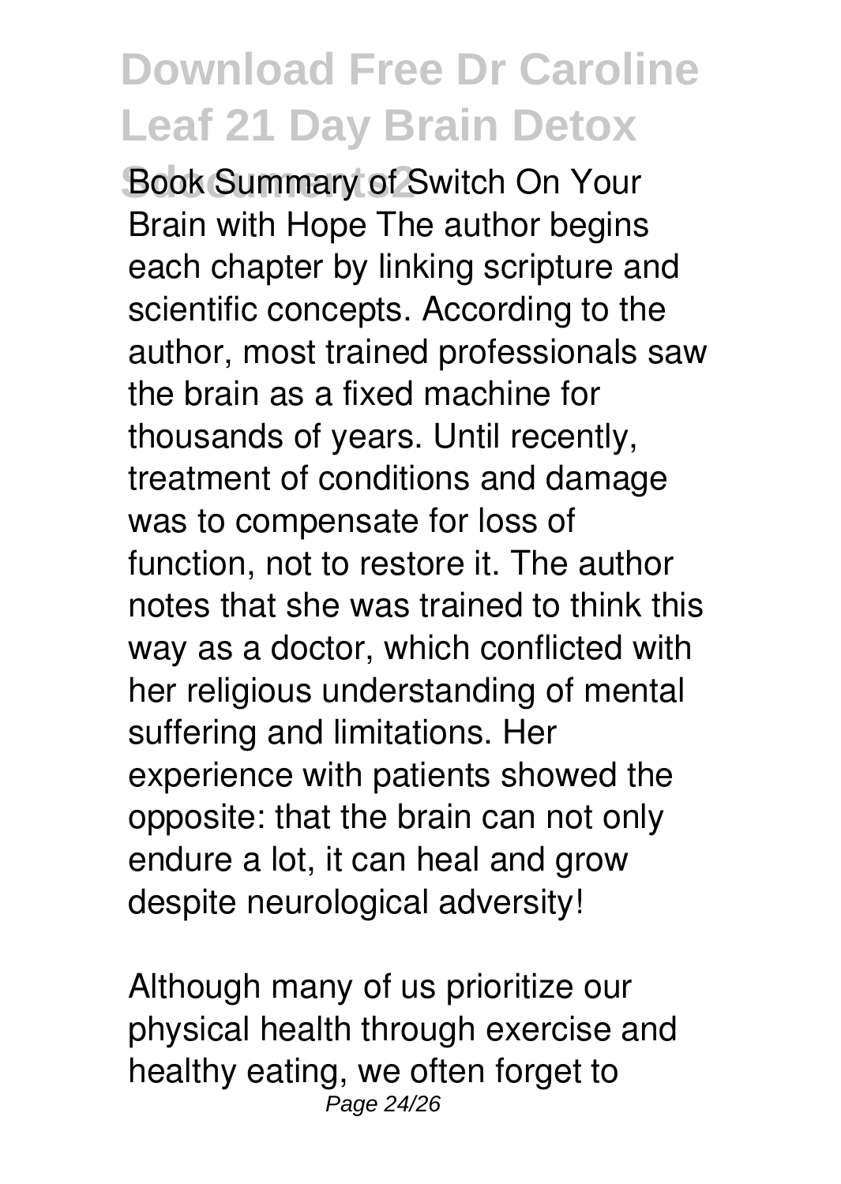Book Summary of Switch On Your Brain with Hope The author begins each chapter by linking scripture and scientific concepts. According to the author, most trained professionals saw the brain as a fixed machine for thousands of years. Until recently, treatment of conditions and damage was to compensate for loss of function, not to restore it. The author notes that she was trained to think this way as a doctor, which conflicted with her religious understanding of mental suffering and limitations. Her experience with patients showed the opposite: that the brain can not only endure a lot, it can heal and grow despite neurological adversity!

Although many of us prioritize our physical health through exercise and healthy eating, we often forget to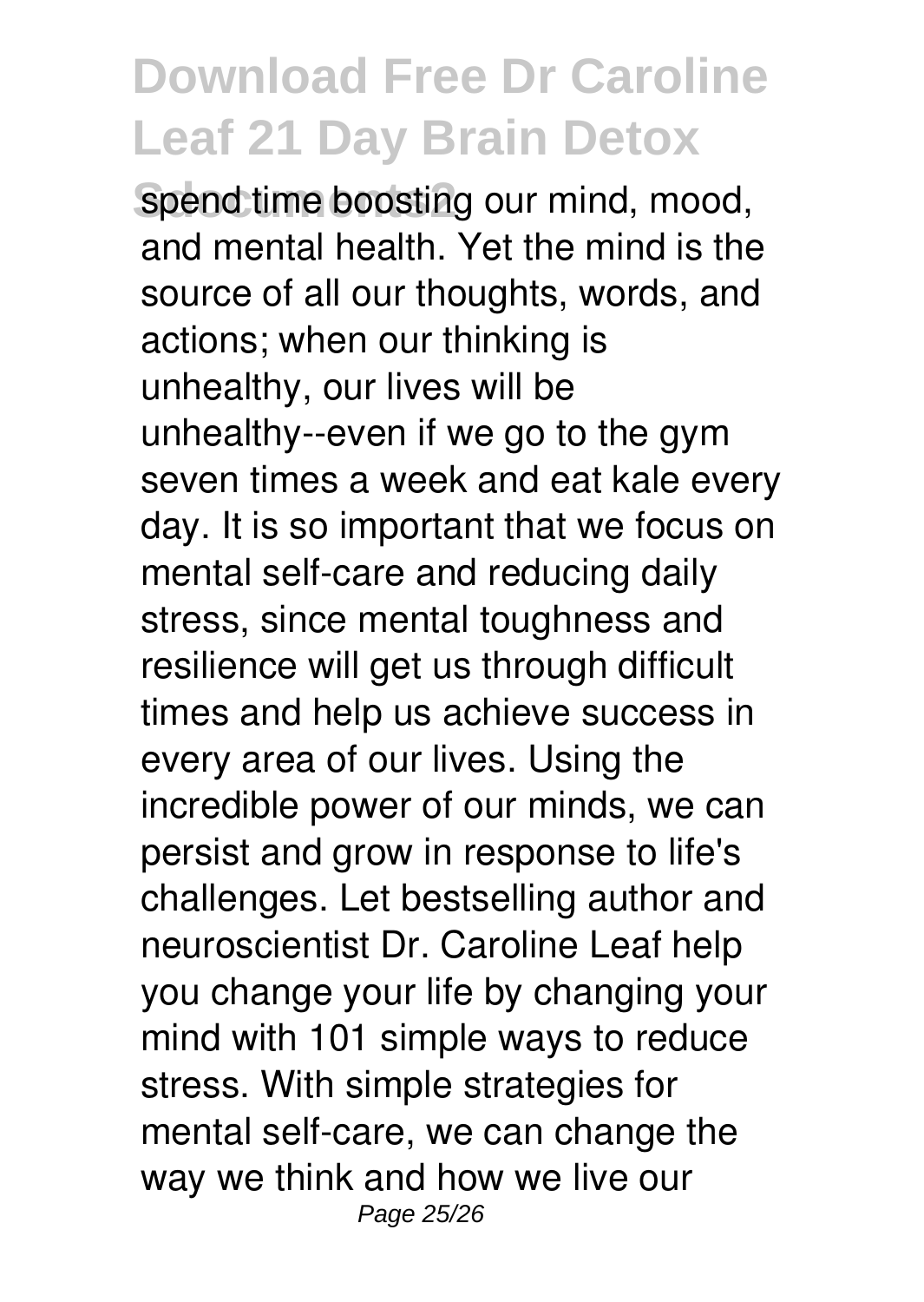spend time boosting our mind, mood, and mental health. Yet the mind is the source of all our thoughts, words, and actions; when our thinking is unhealthy, our lives will be unhealthy--even if we go to the gym seven times a week and eat kale every day. It is so important that we focus on mental self-care and reducing daily stress, since mental toughness and resilience will get us through difficult times and help us achieve success in every area of our lives. Using the incredible power of our minds, we can persist and grow in response to life's challenges. Let bestselling author and neuroscientist Dr. Caroline Leaf help you change your life by changing your mind with 101 simple ways to reduce stress. With simple strategies for mental self-care, we can change the way we think and how we live our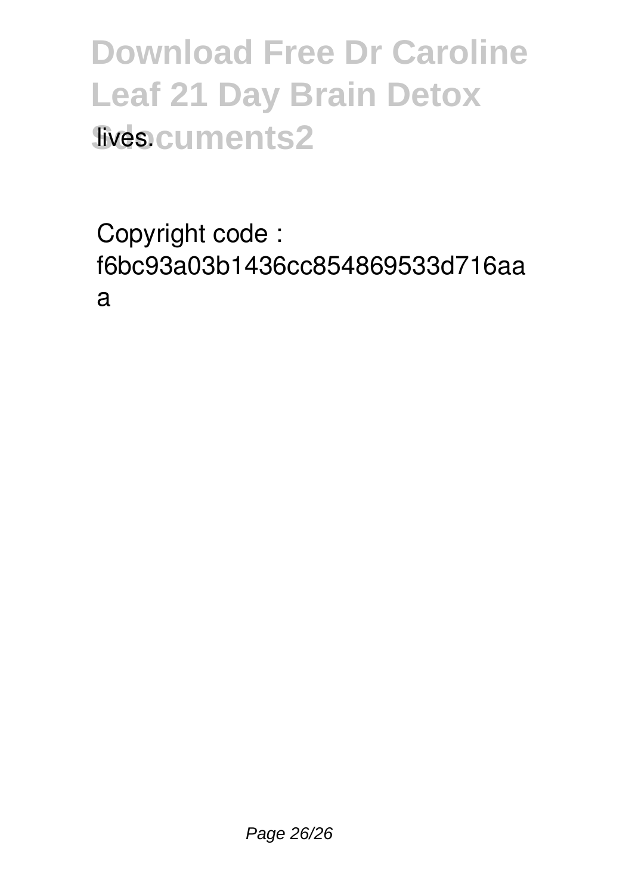lives.

Copyright code : f6bc93a03b1436cc854869533d716aaa